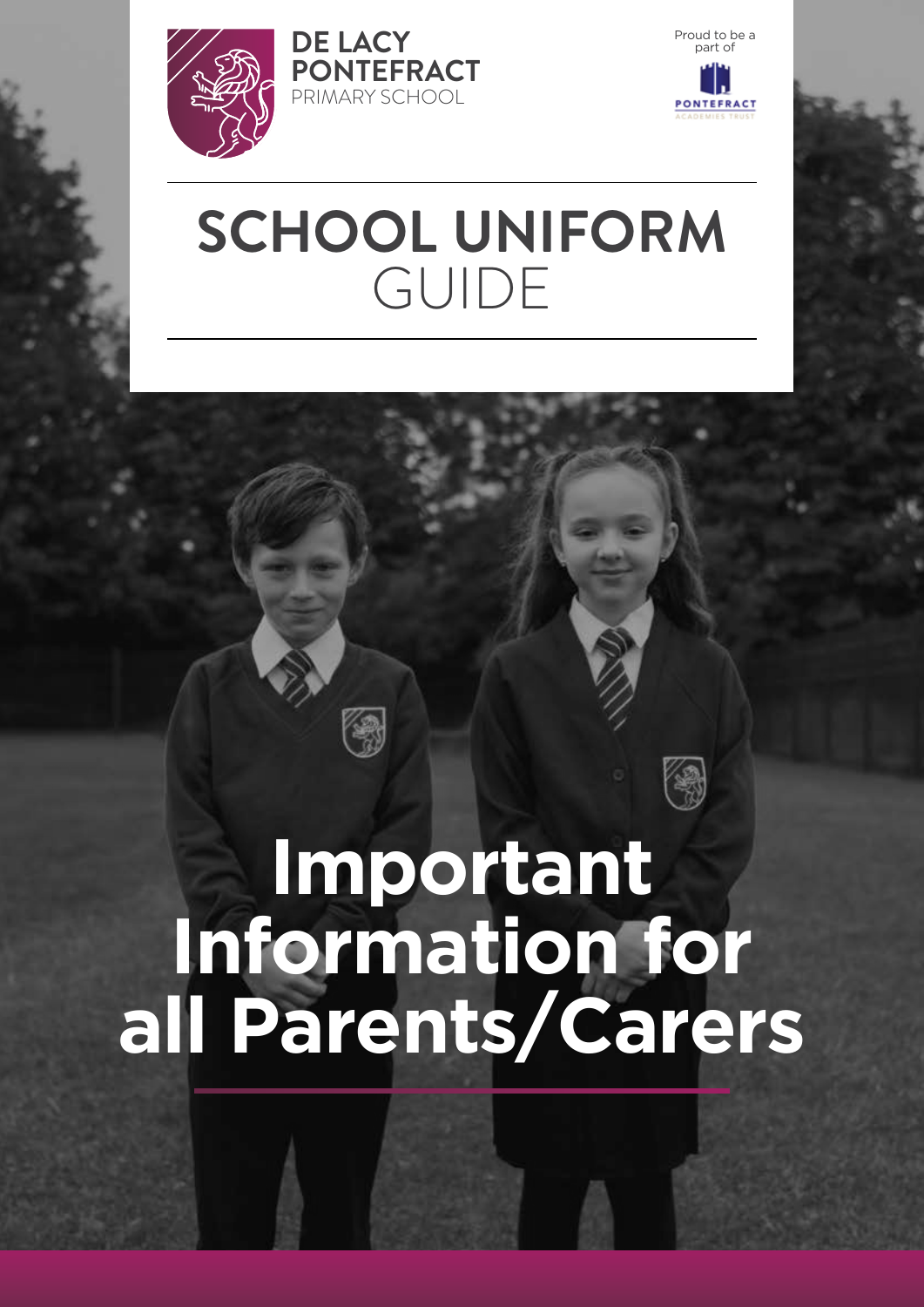DE LACY PONTEFRACT PRIMARY SCHOOL

Proud to be a part of PONTEFRACT ACADEMIES TRUST

# SCHOOL UNIFORM GUIDE

## Important Information for all Parents/Carers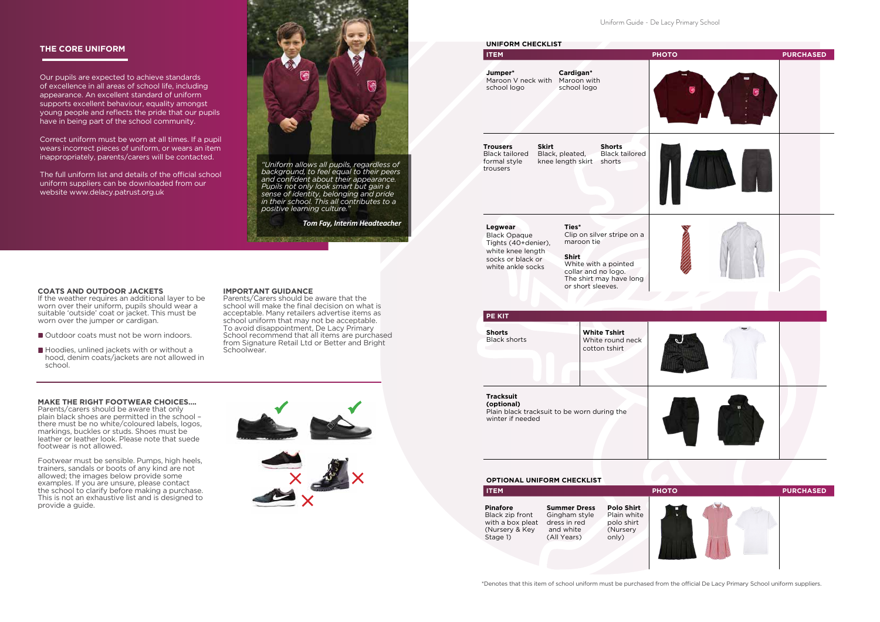## THE CORE UNIFORM

Our pupils are expected to achieve standards of excellence in all areas of school life, including appearance. An excellent standard of uniform supports excellent behaviour, equality amongst young people and reflects the pride that our pupils have in being part of the school community.

Correct uniform must be worn at all times. If a pupil wears incorrect pieces of uniform, or wears an item inappropriately, parents/carers will be contacted.

The full uniform list and details of the official school uniform suppliers can be downloaded from our website www.delacy.patrust.org.uk

*"Uniform allows all pupils, regardless of background, to feel equal to their peers and confident about their appearance. Pupils not only look smart but gain a sense of identity, belonging and pride in their school. This all contributes to a positive learning culture."*

***Tom Fay, Interim Headteacher***

### COATS AND OUTDOOR JACKETS

If the weather requires an additional layer to be worn over their uniform, pupils should wear a suitable 'outside' coat or jacket. This must be worn over the jumper or cardigan.

- Outdoor coats must not be worn indoors.
- Hoodies, unlined jackets with or without a hood, denim coats/jackets are not allowed in school.

### IMPORTANT GUIDANCE

Parents/Carers should be aware that the school will make the final decision on what is acceptable. Many retailers advertise items as school uniform that may not be acceptable. To avoid disappointment, De Lacy Primary School recommend that all items are purchased from Signature Retail Ltd or Better and Bright Schoolwear.

### MAKE THE RIGHT FOOTWEAR CHOICES....

Parents/carers should be aware that only plain black shoes are permitted in the school – there must be no white/coloured labels, logos, markings, buckles or studs. Shoes must be leather or leather look. Please note that suede footwear is not allowed.

Footwear must be sensible. Pumps, high heels, trainers, sandals or boots of any kind are not allowed; the images below provide some examples. If you are unsure, please contact the school to clarify before making a purchase. This is not an exhaustive list and is designed to provide a guide.

### UNIFORM CHECKLIST

| ITEM | PHOTO | PURCHASED |
|---|---|---|
| **Jumper*** Maroon V neck with school logo; **Cardigan*** Maroon with school logo | | |
| **Trousers** Black tailored formal style trousers; **Skirt** Black, pleated, knee length skirt; **Shorts** Black tailored shorts | | |
| **Legwear** Black Opaque Tights (40+denier), white knee length socks or black or white ankle socks; **Ties*** Clip on silver stripe on a maroon tie; **Shirt** White with a pointed collar and no logo. The shirt may have long or short sleeves. | | |

### PE KIT

| ITEM | PHOTO | PURCHASED |
|---|---|---|
| **Shorts** Black shorts; **White Tshirt** White round neck cotton tshirt | | |
| **Tracksuit (optional)** Plain black tracksuit to be worn during the winter if needed | | |

### OPTIONAL UNIFORM CHECKLIST

| ITEM | PHOTO | PURCHASED |
|---|---|---|
| **Pinafore** Black zip front with a box pleat (Nursery & Key Stage 1); **Summer Dress** Gingham style dress in red and white (All Years); **Polo Shirt** Plain white polo shirt (Nursery only) | | |

*Denotes that this item of school uniform must be purchased from the official De Lacy Primary School uniform suppliers.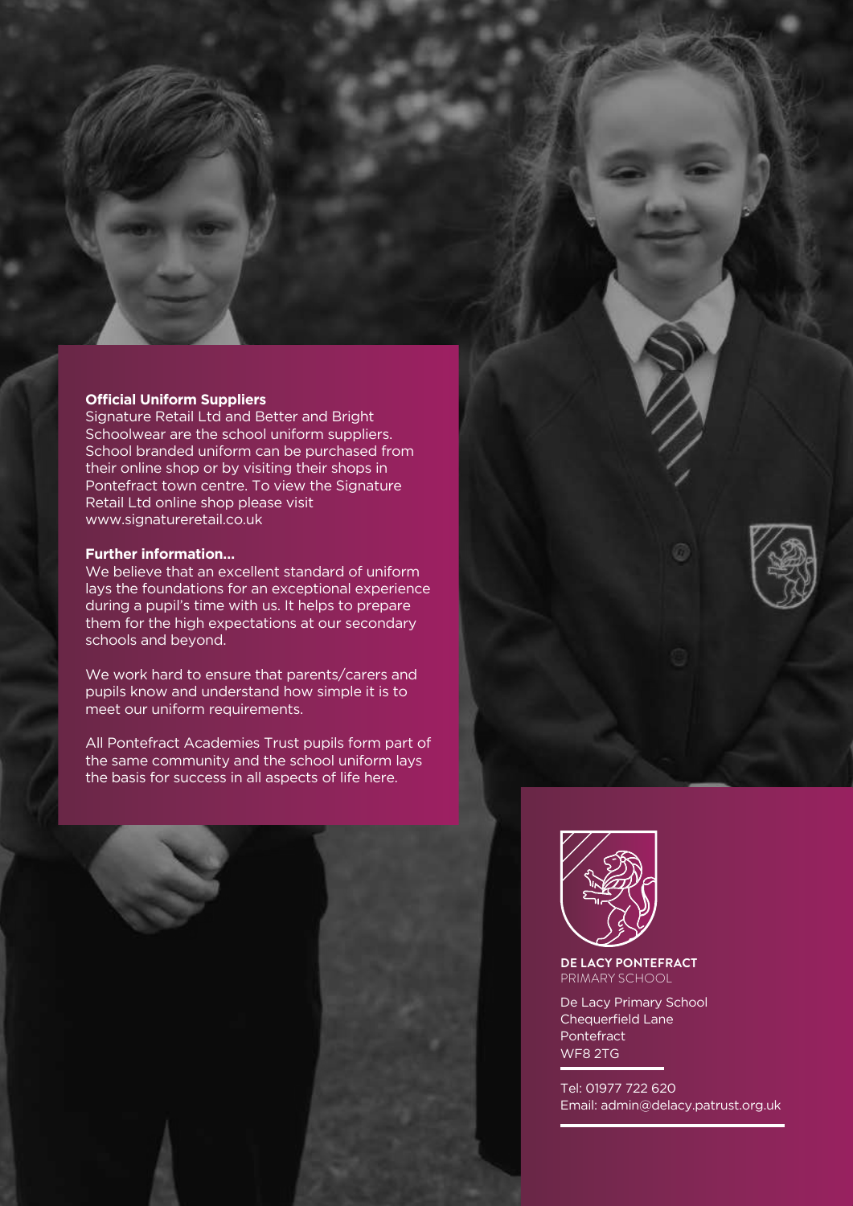**Official Uniform Suppliers**

Signature Retail Ltd and Better and Bright Schoolwear are the school uniform suppliers. School branded uniform can be purchased from their online shop or by visiting their shops in Pontefract town centre. To view the Signature Retail Ltd online shop please visit www.signatureretail.co.uk

**Further information...**

We believe that an excellent standard of uniform lays the foundations for an exceptional experience during a pupil's time with us. It helps to prepare them for the high expectations at our secondary schools and beyond.

We work hard to ensure that parents/carers and pupils know and understand how simple it is to meet our uniform requirements.

All Pontefract Academies Trust pupils form part of the same community and the school uniform lays the basis for success in all aspects of life here.

**DE LACY PONTEFRACT**
PRIMARY SCHOOL

De Lacy Primary School
Chequerfield Lane
Pontefract
WF8 2TG

Tel: 01977 722 620
Email: admin@delacy.patrust.org.uk